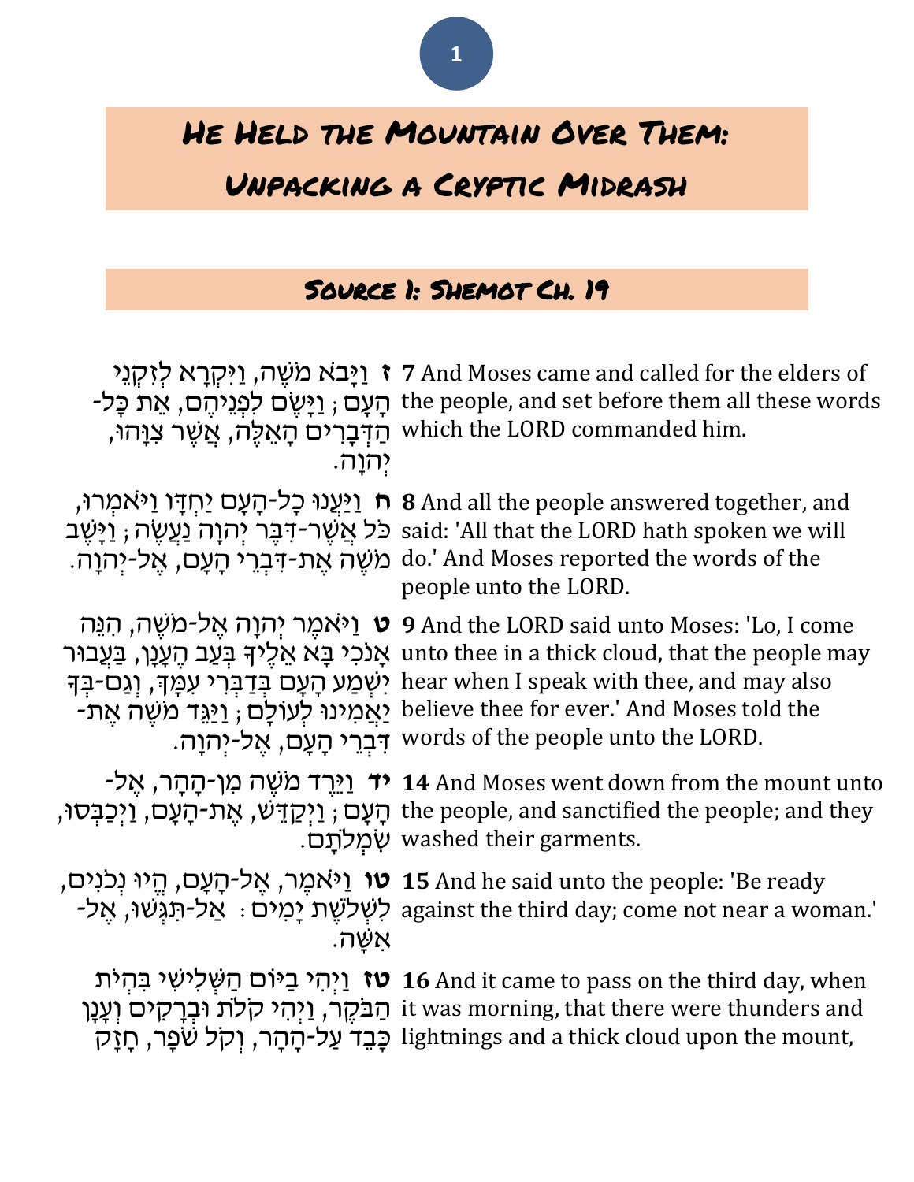# He Held the Mountain Over Them: Unpacking a Cryptic Midrash

## Source 1: Shemot Ch. 19

| | |
|---|---|
| **ז** וַיָּבֹא מֹשֶׁה, וַיִּקְרָא לְזִקְנֵי הָעָם; וַיָּשֶׂם לִפְנֵיהֶם, אֵת כָּל-הַדְּבָרִים הָאֵלֶּה, אֲשֶׁר צִוָּהוּ, יְהוָה. | **7** And Moses came and called for the elders of the people, and set before them all these words which the LORD commanded him. |
| **ח** וַיַּעֲנוּ כָל-הָעָם יַחְדָּו וַיֹּאמְרוּ, כֹּל אֲשֶׁר-דִּבֶּר יְהוָה נַעֲשֶׂה; וַיָּשֶׁב מֹשֶׁה אֶת-דִּבְרֵי הָעָם, אֶל-יְהוָה. | **8** And all the people answered together, and said: 'All that the LORD hath spoken we will do.' And Moses reported the words of the people unto the LORD. |
| **ט** וַיֹּאמֶר יְהוָה אֶל-מֹשֶׁה, הִנֵּה אָנֹכִי בָּא אֵלֶיךָ בְּעַב הֶעָנָן, בַּעֲבוּר יִשְׁמַע הָעָם בְּדַבְּרִי עִמָּךְ, וְגַם-בְּךָ יַאֲמִינוּ לְעוֹלָם; וַיַּגֵּד מֹשֶׁה אֶת-דִּבְרֵי הָעָם, אֶל-יְהוָה. | **9** And the LORD said unto Moses: 'Lo, I come unto thee in a thick cloud, that the people may hear when I speak with thee, and may also believe thee for ever.' And Moses told the words of the people unto the LORD. |
| **יד** וַיֵּרֶד מֹשֶׁה מִן-הָהָר, אֶל-הָעָם; וַיְקַדֵּשׁ, אֶת-הָעָם, וַיְכַבְּסוּ, שִׂמְלֹתָם. | **14** And Moses went down from the mount unto the people, and sanctified the people; and they washed their garments. |
| **טו** וַיֹּאמֶר, אֶל-הָעָם, הֱיוּ נְכֹנִים, לִשְׁלֹשֶׁת יָמִים: אַל-תִּגְּשׁוּ, אֶל-אִשָּׁה. | **15** And he said unto the people: 'Be ready against the third day; come not near a woman.' |
| **טז** וַיְהִי בַיּוֹם הַשְּׁלִישִׁי בִּהְיֹת הַבֹּקֶר, וַיְהִי קֹלֹת וּבְרָקִים וְעָנָן כָּבֵד עַל-הָהָר, וְקֹל שֹׁפָר, חָזָק | **16** And it came to pass on the third day, when it was morning, that there were thunders and lightnings and a thick cloud upon the mount, |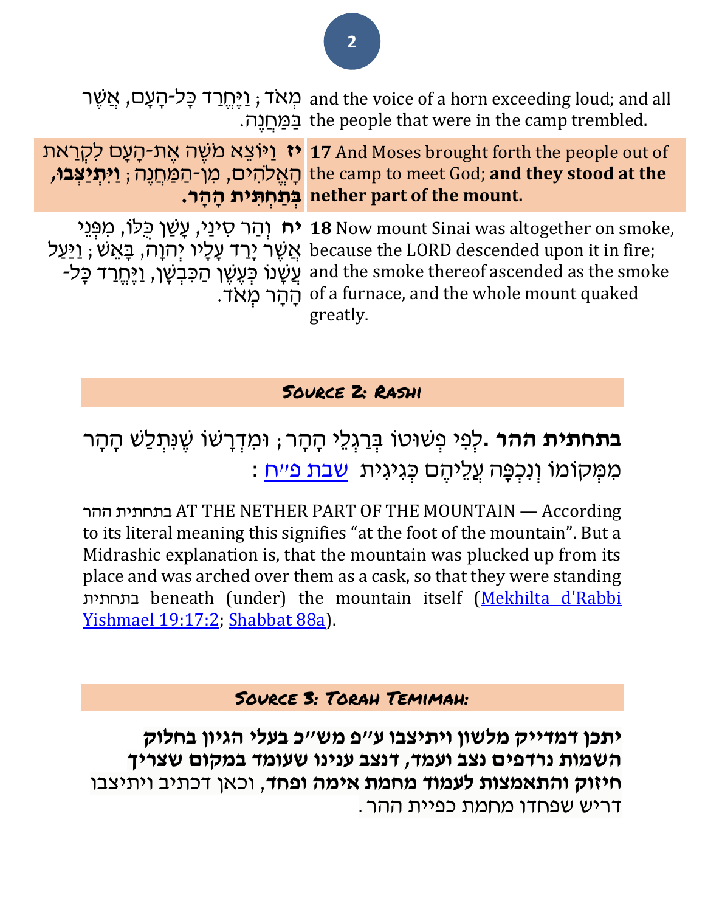| | |
|---|---|
| מְאֹד; וַיֶּחֱרַד כָּל-הָעָם, אֲשֶׁר בַּמַּחֲנֶה. | and the voice of a horn exceeding loud; and all the people that were in the camp trembled. |
| **יז** וַיּוֹצֵא מֹשֶׁה אֶת-הָעָם לִקְרַאת הָאֱלֹהִים, מִן-הַמַּחֲנֶה; **וַיִּתְיַצְּבוּ, בְּתַחְתִּית הָהָר.** | **17** And Moses brought forth the people out of the camp to meet God; **and they stood at the nether part of the mount.** |
| **יח** וְהַר סִינַי, עָשַׁן כֻּלּוֹ, מִפְּנֵי אֲשֶׁר יָרַד עָלָיו יְהוָה, בָּאֵשׁ; וַיַּעַל עֲשָׁנוֹ כְּעֶשֶׁן הַכִּבְשָׁן, וַיֶּחֱרַד כָּל-הָהָר מְאֹד. | **18** Now mount Sinai was altogether on smoke, because the LORD descended upon it in fire; and the smoke thereof ascended as the smoke of a furnace, and the whole mount quaked greatly. |

## Source 2: Rashi

**בתחתית ההר**. לְפִי פְּשׁוּטוֹ בְּרַגְלֵי הָהָר; וּמִדְרָשׁוֹ שֶׁנִּתְלַשׁ הָהָר מִמְּקוֹמוֹ וְנִכְפָּה עֲלֵיהֶם כְּגִיגִית שבת פ״ח:

בתחתית ההר AT THE NETHER PART OF THE MOUNTAIN — According to its literal meaning this signifies "at the foot of the mountain". But a Midrashic explanation is, that the mountain was plucked up from its place and was arched over them as a cask, so that they were standing בתחתית beneath (under) the mountain itself (Mekhilta d'Rabbi Yishmael 19:17:2; Shabbat 88a).

## Source 3: Torah Temimah:

**יתכן דמדייק מלשון ויתיצבו ע״פ מש״כ בעלי הגיון בחלוק השמות נרדפים נצב ועמד, דנצב ענינו שעומד במקום שצריך חיזוק והתאמצות לעמוד מחמת אימה ופחד**, וכאן דכתיב ויתיצבו דריש שפחדו מחמת כפיית ההר.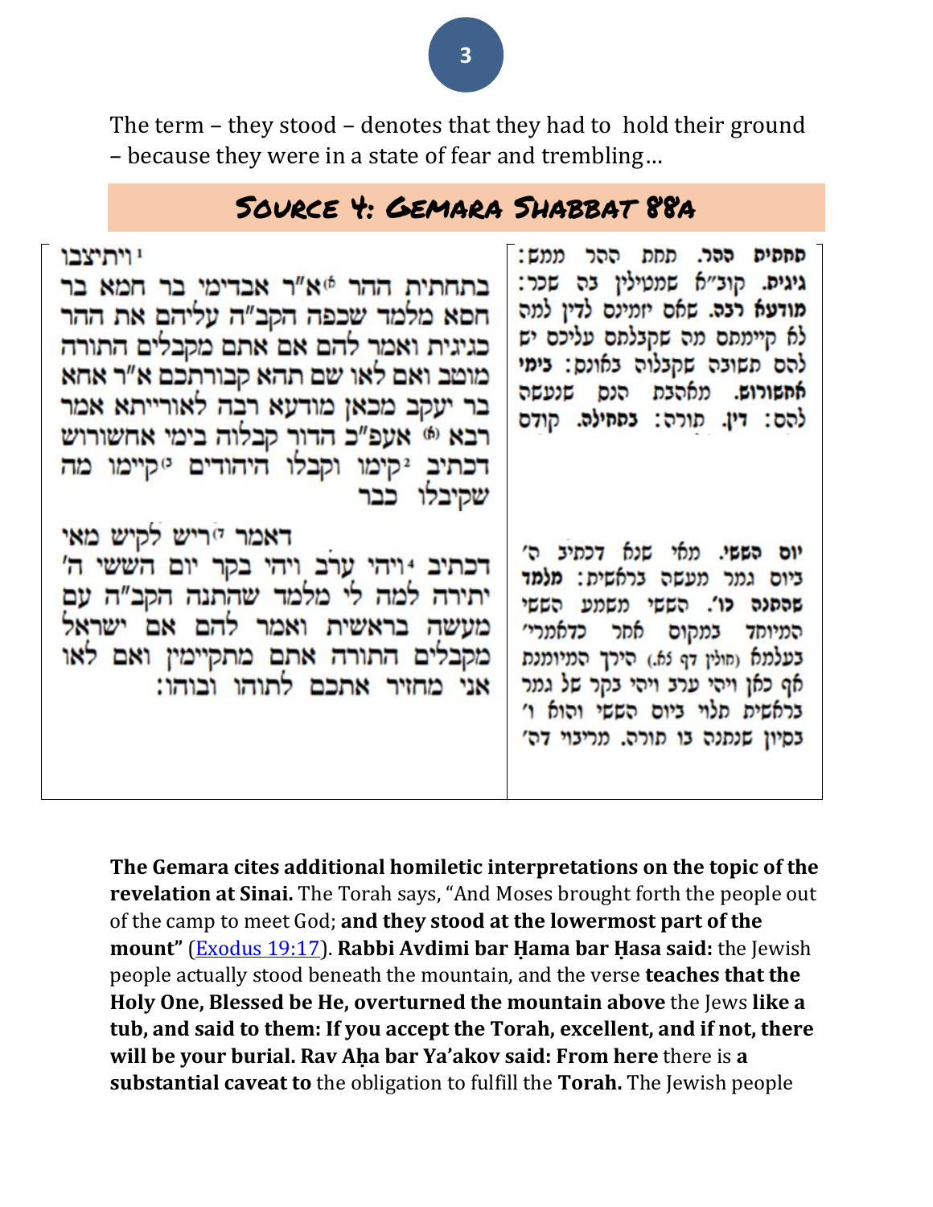The term – they stood – denotes that they had to hold their ground – because they were in a state of fear and trembling…

## Source 4: Gemara Shabbat 88a

ויתיצבו[1]
בתחתית ההר א"ר אבדימי בר חמא בר חסא מלמד שכפה הקב"ה עליהם את ההר כגיגית ואמר להם אם אתם מקבלים התורה מוטב ואם לאו שם תהא קבורתכם א"ר אחא בר יעקב מכאן מודעא רבה לאורייתא אמר רבא אעפ"כ הדור קבלוה בימי אחשורוש דכתיב[2] קימו וקבלו היהודים קיימו מה שקיבלו כבר

דאמר ריש לקיש מאי דכתיב[4] ויהי ערב ויהי בקר יום הששי ה' יתירה למה לי מלמד שהתנה הקב"ה עם מעשה בראשית ואמר להם אם ישראל מקבלים התורה אתם מתקיימין ואם לאו אני מחזיר אתכם לתוהו ובוהו:

בתחתית ההר. תחת ההר ממש: גיגית. קוב"א שמטילין בה שכר: מודעא רבה. שאם יזמינם לדין למה לא קיימתם מה שקבלתם עליכם יש להם תשובה שקבלוה באונס: בימי אחשורוש. מאהבת הנס שנעשה להם: דין. תורה: בתחילה. קודם

יום הששי. מאי שנא דכתיב ה' ביום גמר מעשה בראשית: מלמד שהתנה כו'. הששי משמע הששי המיוחד במקום אחר כדאמרי' בעלמא (חולין דף סא.) הירך המיומנת אף כאן ויהי ערב ויהי בקר של גמר בראשית תלוי ביום הששי והוא ו' בסיון שנתנה בו תורה. מריבוי דה'

**The Gemara cites additional homiletic interpretations on the topic of the revelation at Sinai.** The Torah says, "And Moses brought forth the people out of the camp to meet God; **and they stood at the lowermost part of the mount"** (Exodus 19:17). **Rabbi Avdimi bar Ḥama bar Ḥasa said:** the Jewish people actually stood beneath the mountain, and the verse **teaches that the Holy One, Blessed be He, overturned the mountain above** the Jews **like a tub, and said to them: If you accept the Torah, excellent, and if not, there will be your burial. Rav Aḥa bar Ya'akov said: From here** there is **a substantial caveat to** the obligation to fulfill the **Torah.** The Jewish people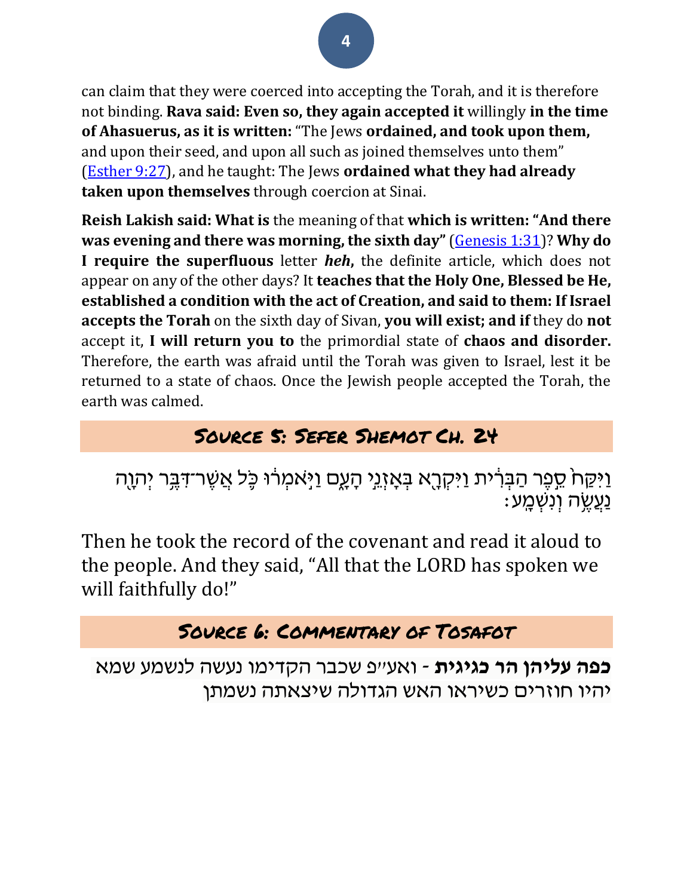can claim that they were coerced into accepting the Torah, and it is therefore not binding. **Rava said: Even so, they again accepted it** willingly **in the time of Ahasuerus, as it is written:** "The Jews **ordained, and took upon them,** and upon their seed, and upon all such as joined themselves unto them" (Esther 9:27), and he taught: The Jews **ordained what they had already taken upon themselves** through coercion at Sinai.

**Reish Lakish said: What is** the meaning of that **which is written: "And there was evening and there was morning, the sixth day"** (Genesis 1:31)? **Why do I require the superfluous** letter ***heh*,** the definite article, which does not appear on any of the other days? It **teaches that the Holy One, Blessed be He, established a condition with the act of Creation, and said to them: If Israel accepts the Torah** on the sixth day of Sivan, **you will exist; and if** they do **not** accept it, **I will return you to** the primordial state of **chaos and disorder.** Therefore, the earth was afraid until the Torah was given to Israel, lest it be returned to a state of chaos. Once the Jewish people accepted the Torah, the earth was calmed.

## Source 5: Sefer Shemot Ch. 24

וַיִּקַּח֙ סֵ֣פֶר הַבְּרִ֔ית וַיִּקְרָ֖א בְּאָזְנֵ֣י הָעָ֑ם וַיֹּ֣אמְר֔וּ כֹּ֛ל אֲשֶׁר־דִּבֶּ֥ר יְהֹוָ֖ה נַעֲשֶׂ֥ה וְנִשְׁמָֽע׃

Then he took the record of the covenant and read it aloud to the people. And they said, "All that the LORD has spoken we will faithfully do!"

## Source 6: Commentary of Tosafot

**כפה עליהן הר כגיגית** - ואע״פ שכבר הקדימו נעשה לנשמע שמא יהיו חוזרים כשיראו האש הגדולה שיצאתה נשמתן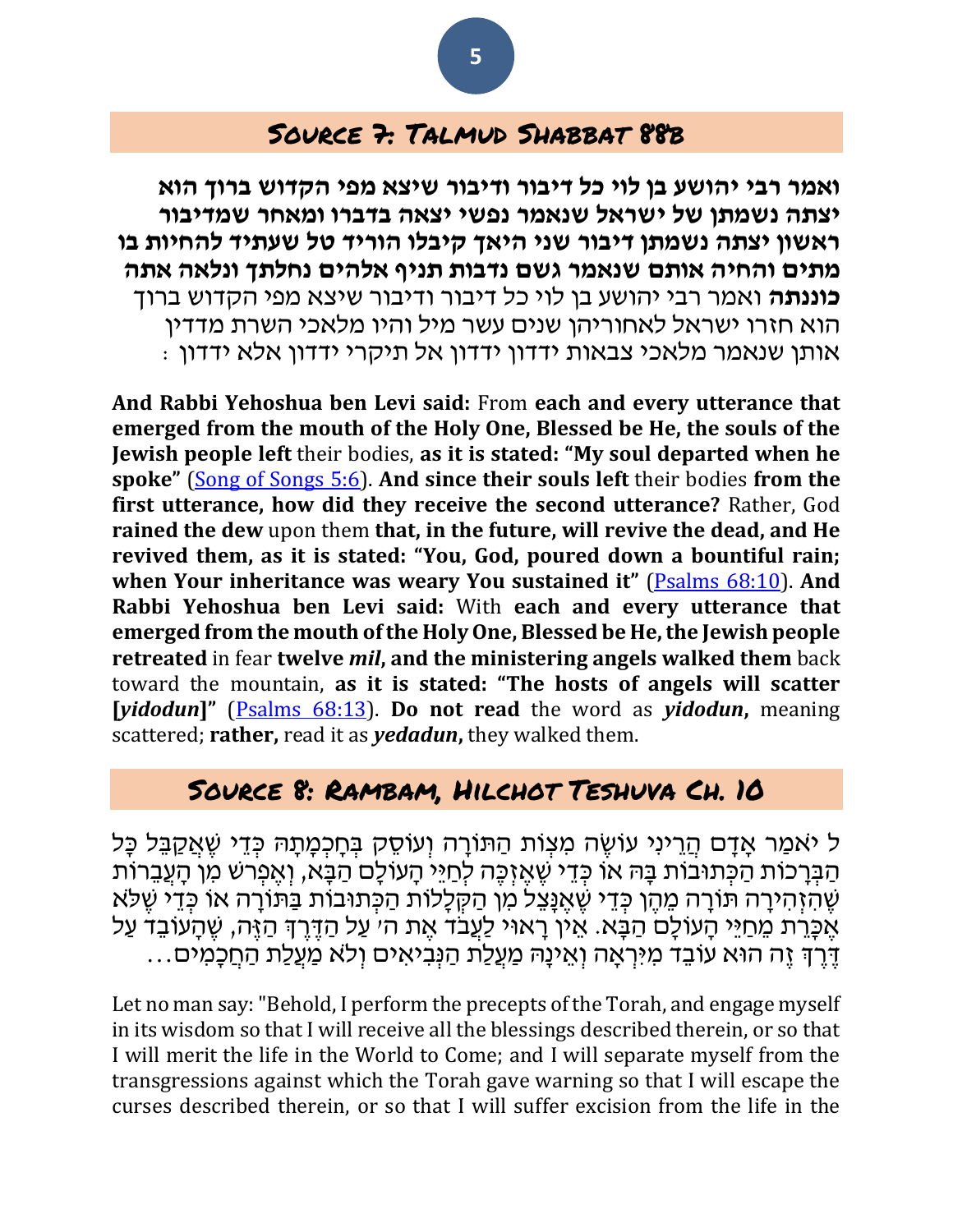## Source 7: Talmud Shabbat 88b

**ואמר רבי יהושע בן לוי כל דיבור ודיבור שיצא מפי הקדוש ברוך הוא יצתה נשמתן של ישראל שנאמר נפשי יצאה בדברו ומאחר שמדיבור ראשון יצתה נשמתן דיבור שני היאך קיבלו הוריד טל שעתיד להחיות בו מתים והחיה אותם שנאמר גשם נדבות תניף אלהים נחלתך ונלאה אתה כוננתה** ואמר רבי יהושע בן לוי כל דיבור ודיבור שיצא מפי הקדוש ברוך הוא חזרו ישראל לאחוריהן שנים עשר מיל והיו מלאכי השרת מדדין אותן שנאמר מלאכי צבאות ידדון ידדון אל תיקרי ידדון אלא ידדון :

**And Rabbi Yehoshua ben Levi said:** From **each and every utterance that emerged from the mouth of the Holy One, Blessed be He, the souls of the Jewish people left** their bodies, **as it is stated: "My soul departed when he spoke"** (Song of Songs 5:6). **And since their souls left** their bodies **from the first utterance, how did they receive the second utterance?** Rather, God **rained the dew** upon them **that, in the future, will revive the dead, and He revived them, as it is stated: "You, God, poured down a bountiful rain; when Your inheritance was weary You sustained it"** (Psalms 68:10). **And Rabbi Yehoshua ben Levi said:** With **each and every utterance that emerged from the mouth of the Holy One, Blessed be He, the Jewish people retreated** in fear **twelve *mil*, and the ministering angels walked them** back toward the mountain, **as it is stated: "The hosts of angels will scatter [*yidodun*]"** (Psalms 68:13). **Do not read** the word as ***yidodun*,** meaning scattered; **rather,** read it as ***yedadun*,** they walked them.

## Source 8: Rambam, Hilchot Teshuva Ch. 10

ל יֹאמַר אָדָם הֲרֵינִי עוֹשֶׂה מִצְוֹת הַתּוֹרָה וְעוֹסֵק בְּחָכְמָתָהּ כְּדֵי שֶׁאֲקַבֵּל כָּל הַבְּרָכוֹת הַכְּתוּבוֹת בָּהּ אוֹ כְּדֵי שֶׁאֶזְכֶּה לְחַיֵּי הָעוֹלָם הַבָּא, וְאֶפְרשׁ מִן הָעֲבֵרוֹת שֶׁהִזְהִירָה תּוֹרָה מֵהֶן כְּדֵי שֶׁאֶנָּצֵל מִן הַקְּלָלוֹת הַכְּתוּבוֹת בַּתּוֹרָה אוֹ כְּדֵי שֶׁלֹּא אֶכָּרֵת מֵחַיֵּי הָעוֹלָם הַבָּא. אֵין רָאוּי לַעֲבֹד אֶת ה׳ עַל הַדֶּרֶךְ הַזֶּה, שֶׁהָעוֹבֵד עַל דֶּרֶךְ זֶה הוּא עוֹבֵד מִיִּרְאָה וְאֵינָהּ מַעֲלַת הַנְּבִיאִים וְלֹא מַעֲלַת הַחֲכָמִים...

Let no man say: "Behold, I perform the precepts of the Torah, and engage myself in its wisdom so that I will receive all the blessings described therein, or so that I will merit the life in the World to Come; and I will separate myself from the transgressions against which the Torah gave warning so that I will escape the curses described therein, or so that I will suffer excision from the life in the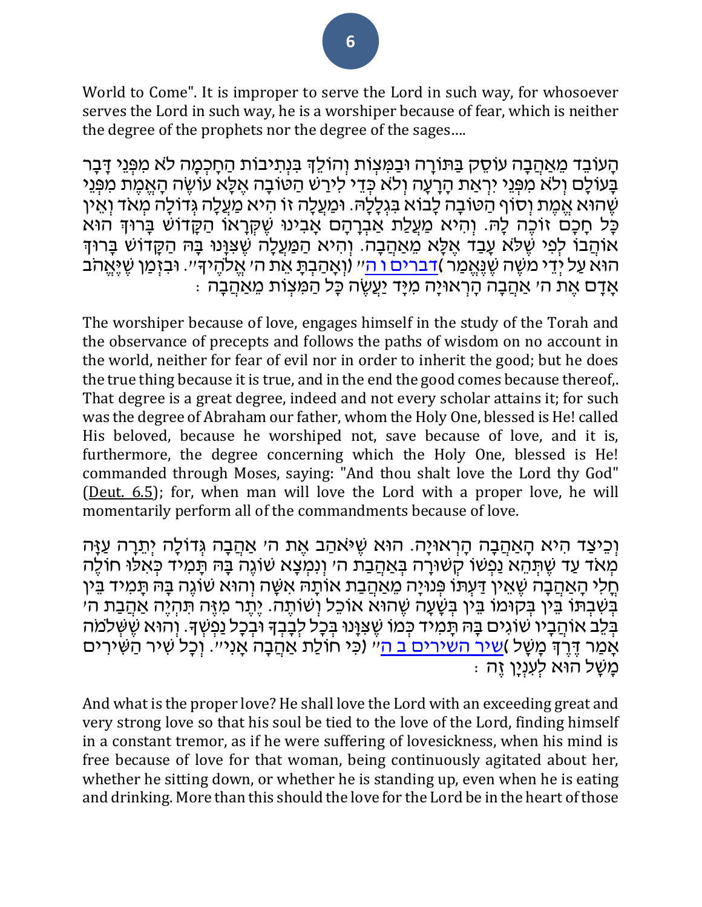World to Come". It is improper to serve the Lord in such way, for whosoever serves the Lord in such way, he is a worshiper because of fear, which is neither the degree of the prophets nor the degree of the sages….

הָעוֹבֵד מֵאַהֲבָה עוֹסֵק בַּתּוֹרָה וּבַמִּצְוֹת וְהוֹלֵךְ בִּנְתִיבוֹת הַחָכְמָה לֹא מִפְּנֵי דָּבָר בָּעוֹלָם וְלֹא מִפְּנֵי יִרְאַת הָרָעָה וְלֹא כְּדֵי לִירַשׁ הַטּוֹבָה אֶלָּא עוֹשֶׂה הָאֱמֶת מִפְּנֵי שֶׁהוּא אֱמֶת וְסוֹף הַטּוֹבָה לָבוֹא בִּגְלָלָהּ. וּמַעֲלָה זוֹ הִיא מַעֲלָה גְּדוֹלָה מְאֹד וְאֵין כָּל חָכָם זוֹכֶה לָהּ. וְהִיא מַעֲלַת אַבְרָהָם אָבִינוּ שֶׁקְּרָאוֹ הַקָּדוֹשׁ בָּרוּךְ הוּא אוֹהֲבוֹ לְפִי שֶׁלֹּא עָבַד אֶלָּא מֵאַהֲבָה. וְהִיא הַמַּעֲלָה שֶׁצִּוָּנוּ בָּהּ הַקָּדוֹשׁ בָּרוּךְ הוּא עַל יְדֵי משֶׁה שֶׁנֶּאֱמַר (דברים ו ה) "וְאָהַבְתָּ אֵת ה' אֱלֹהֶיךָ". וּבִזְמַן שֶׁיֶּאֱהֹב אָדָם אֶת ה' אַהֲבָה הָרְאוּיָה מִיָּד יַעֲשֶׂה כָּל הַמִּצְוֹת מֵאַהֲבָה:

The worshiper because of love, engages himself in the study of the Torah and the observance of precepts and follows the paths of wisdom on no account in the world, neither for fear of evil nor in order to inherit the good; but he does the true thing because it is true, and in the end the good comes because thereof,. That degree is a great degree, indeed and not every scholar attains it; for such was the degree of Abraham our father, whom the Holy One, blessed is He! called His beloved, because he worshiped not, save because of love, and it is, furthermore, the degree concerning which the Holy One, blessed is He! commanded through Moses, saying: "And thou shalt love the Lord thy God" (Deut. 6.5); for, when man will love the Lord with a proper love, he will momentarily perform all of the commandments because of love.

וְכֵיצַד הִיא הָאַהֲבָה הָרְאוּיָה. הוּא שֶׁיֹּאהַב אֶת ה' אַהֲבָה גְּדוֹלָה יְתֵרָה עַזָּה מְאֹד עַד שֶׁתְּהֵא נַפְשׁוֹ קְשׁוּרָה בְּאַהֲבַת ה' וְנִמְצָא שׁוֹגֶה בָּהּ תָּמִיד כְּאִלּוּ חוֹלֶה חֳלִי הָאַהֲבָה שֶׁאֵין דַּעְתּוֹ פְּנוּיָה מֵאַהֲבַת אוֹתָהּ אִשָּׁה וְהוּא שׁוֹגֶה בָּהּ תָּמִיד בֵּין בְּשִׁבְתּוֹ בֵּין בְּקוּמוֹ בֵּין בְּשָׁעָה שֶׁהוּא אוֹכֵל וְשׁוֹתֶה. יֶתֶר מִזֶּה תִּהְיֶה אַהֲבַת ה' בְּלֵב אוֹהֲבָיו שׁוֹגִים בָּהּ תָּמִיד כְּמוֹ שֶׁצִּוָּנוּ בְּכָל לְבָבְךָ וּבְכָל נַפְשְׁךָ. וְהוּא שֶׁשְּׁלֹמֹה אָמַר דֶּרֶךְ מָשָׁל (שיר השירים ב ה) "כִּי חוֹלַת אַהֲבָה אָנִי". וְכָל שִׁיר הַשִּׁירִים מָשָׁל הוּא לְעִנְיָן זֶה:

And what is the proper love? He shall love the Lord with an exceeding great and very strong love so that his soul be tied to the love of the Lord, finding himself in a constant tremor, as if he were suffering of lovesickness, when his mind is free because of love for that woman, being continuously agitated about her, whether he sitting down, or whether he is standing up, even when he is eating and drinking. More than this should the love for the Lord be in the heart of those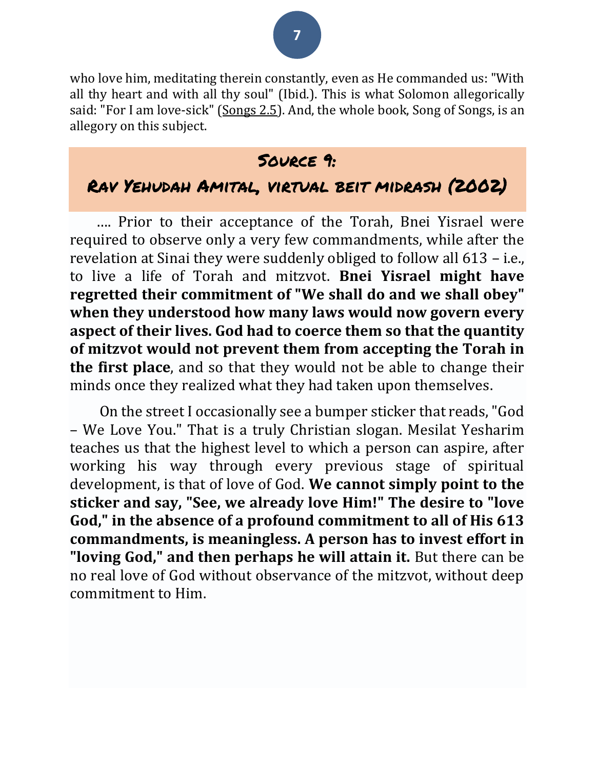who love him, meditating therein constantly, even as He commanded us: "With all thy heart and with all thy soul" (Ibid.). This is what Solomon allegorically said: "For I am love-sick" (Songs 2.5). And, the whole book, Song of Songs, is an allegory on this subject.

## Source 9:
## Rav Yehudah Amital, virtual beit midrash (2002)

…. Prior to their acceptance of the Torah, Bnei Yisrael were required to observe only a very few commandments, while after the revelation at Sinai they were suddenly obliged to follow all 613 – i.e., to live a life of Torah and mitzvot. **Bnei Yisrael might have regretted their commitment of "We shall do and we shall obey" when they understood how many laws would now govern every aspect of their lives. God had to coerce them so that the quantity of mitzvot would not prevent them from accepting the Torah in the first place**, and so that they would not be able to change their minds once they realized what they had taken upon themselves.

On the street I occasionally see a bumper sticker that reads, "God – We Love You." That is a truly Christian slogan. Mesilat Yesharim teaches us that the highest level to which a person can aspire, after working his way through every previous stage of spiritual development, is that of love of God. **We cannot simply point to the sticker and say, "See, we already love Him!" The desire to "love God," in the absence of a profound commitment to all of His 613 commandments, is meaningless. A person has to invest effort in "loving God," and then perhaps he will attain it.** But there can be no real love of God without observance of the mitzvot, without deep commitment to Him.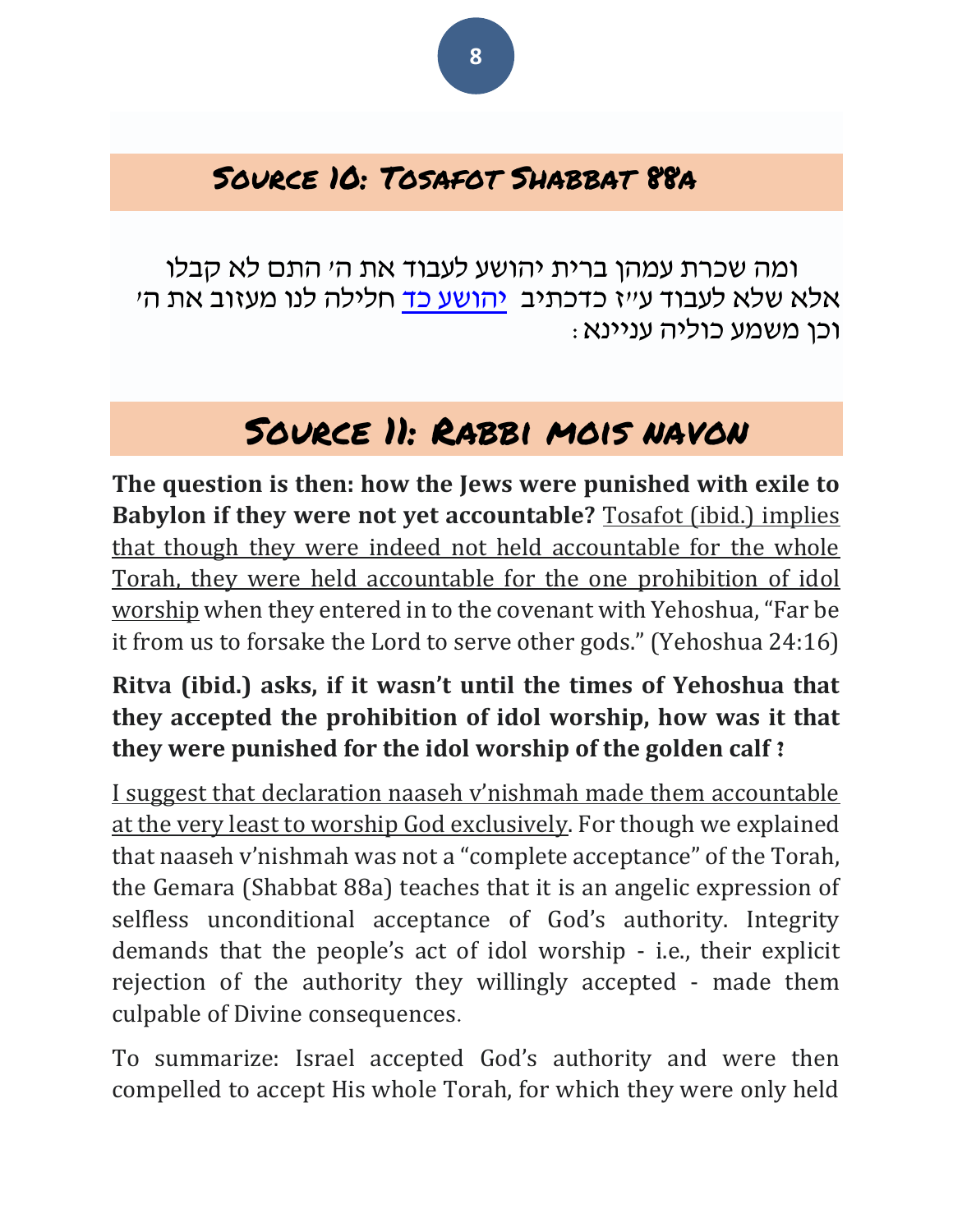## Source 10: Tosafot Shabbat 88a

ומה שכרת עמהן ברית יהושע לעבוד את ה' התם לא קבלו אלא שלא לעבוד ע"ז כדכתיב [יהושע כד] חלילה לנו מעזוב את ה' וכן משמע כוליה עניינא:

## Source 11: Rabbi Mois Navon

**The question is then: how the Jews were punished with exile to Babylon if they were not yet accountable?** Tosafot (ibid.) implies that though they were indeed not held accountable for the whole Torah, they were held accountable for the one prohibition of idol worship when they entered in to the covenant with Yehoshua, "Far be it from us to forsake the Lord to serve other gods." (Yehoshua 24:16)

**Ritva (ibid.) asks, if it wasn't until the times of Yehoshua that they accepted the prohibition of idol worship, how was it that they were punished for the idol worship of the golden calf ?**

I suggest that declaration naaseh v'nishmah made them accountable at the very least to worship God exclusively. For though we explained that naaseh v'nishmah was not a "complete acceptance" of the Torah, the Gemara (Shabbat 88a) teaches that it is an angelic expression of selfless unconditional acceptance of God's authority. Integrity demands that the people's act of idol worship - i.e., their explicit rejection of the authority they willingly accepted - made them culpable of Divine consequences.

To summarize: Israel accepted God's authority and were then compelled to accept His whole Torah, for which they were only held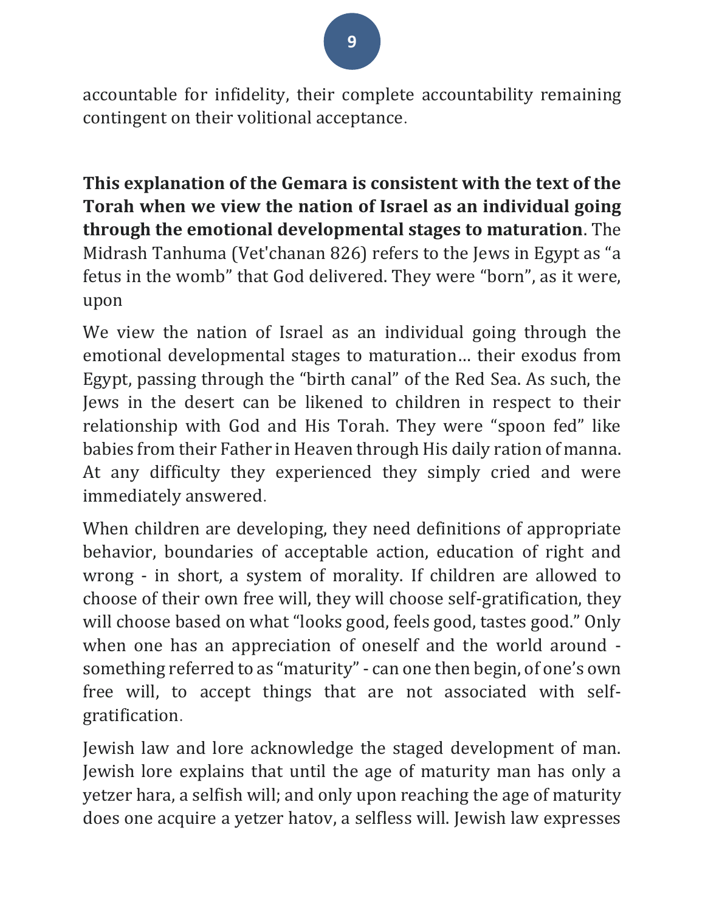accountable for infidelity, their complete accountability remaining contingent on their volitional acceptance.

**This explanation of the Gemara is consistent with the text of the Torah when we view the nation of Israel as an individual going through the emotional developmental stages to maturation**. The Midrash Tanhuma (Vet'chanan 826) refers to the Jews in Egypt as "a fetus in the womb" that God delivered. They were "born", as it were, upon

We view the nation of Israel as an individual going through the emotional developmental stages to maturation… their exodus from Egypt, passing through the "birth canal" of the Red Sea. As such, the Jews in the desert can be likened to children in respect to their relationship with God and His Torah. They were "spoon fed" like babies from their Father in Heaven through His daily ration of manna. At any difficulty they experienced they simply cried and were immediately answered.

When children are developing, they need definitions of appropriate behavior, boundaries of acceptable action, education of right and wrong - in short, a system of morality. If children are allowed to choose of their own free will, they will choose self-gratification, they will choose based on what "looks good, feels good, tastes good." Only when one has an appreciation of oneself and the world around - something referred to as "maturity" - can one then begin, of one's own free will, to accept things that are not associated with self-gratification.

Jewish law and lore acknowledge the staged development of man. Jewish lore explains that until the age of maturity man has only a yetzer hara, a selfish will; and only upon reaching the age of maturity does one acquire a yetzer hatov, a selfless will. Jewish law expresses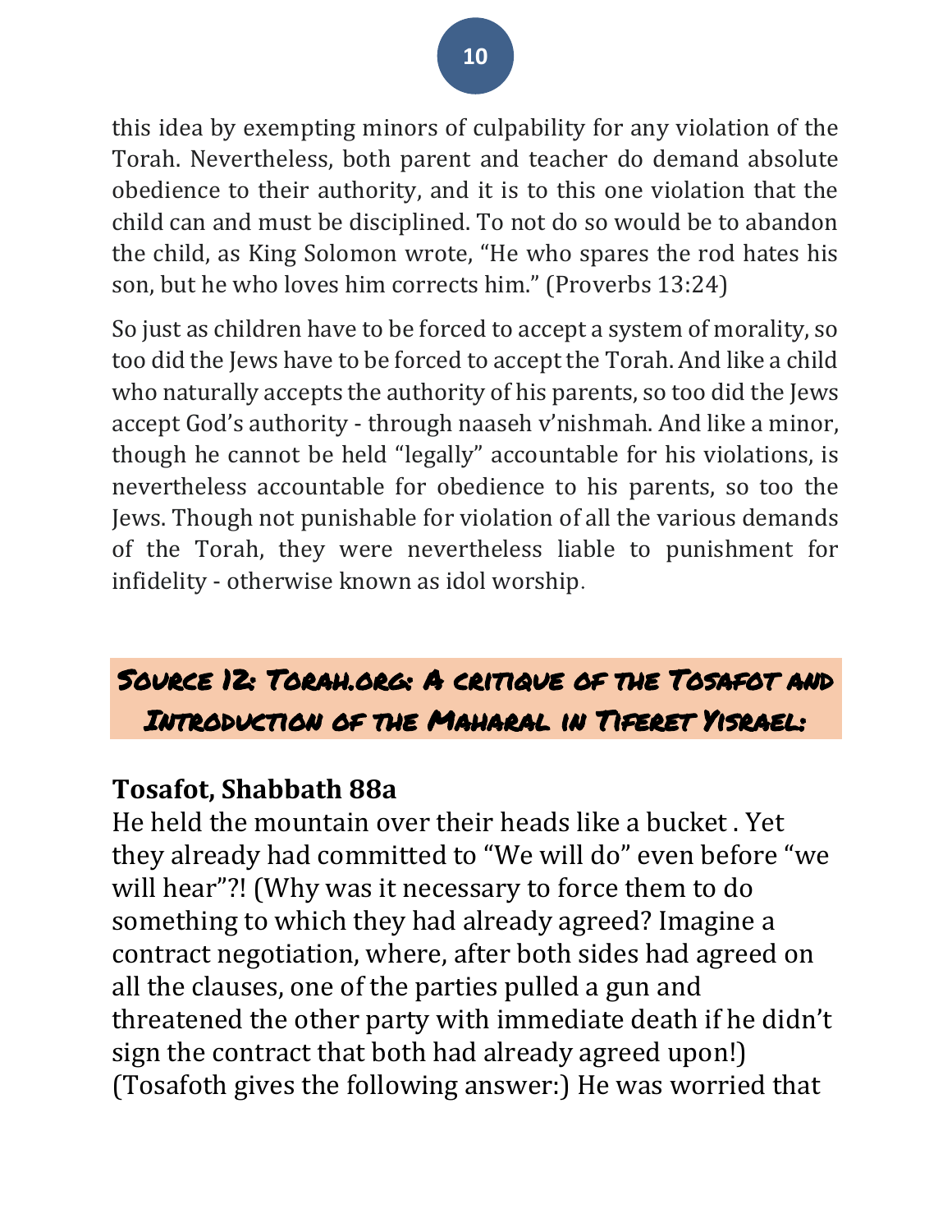this idea by exempting minors of culpability for any violation of the Torah. Nevertheless, both parent and teacher do demand absolute obedience to their authority, and it is to this one violation that the child can and must be disciplined. To not do so would be to abandon the child, as King Solomon wrote, “He who spares the rod hates his son, but he who loves him corrects him.” (Proverbs 13:24)

So just as children have to be forced to accept a system of morality, so too did the Jews have to be forced to accept the Torah. And like a child who naturally accepts the authority of his parents, so too did the Jews accept God’s authority - through naaseh v’nishmah. And like a minor, though he cannot be held “legally” accountable for his violations, is nevertheless accountable for obedience to his parents, so too the Jews. Though not punishable for violation of all the various demands of the Torah, they were nevertheless liable to punishment for infidelity - otherwise known as idol worship.

## Source 12: Torah.org: A critique of the Tosafot and Introduction of the Maharal in Tiferet Yisrael:

### Tosafot, Shabbath 88a

He held the mountain over their heads like a bucket . Yet they already had committed to “We will do” even before “we will hear”?! (Why was it necessary to force them to do something to which they had already agreed? Imagine a contract negotiation, where, after both sides had agreed on all the clauses, one of the parties pulled a gun and threatened the other party with immediate death if he didn’t sign the contract that both had already agreed upon!) (Tosafoth gives the following answer:) He was worried that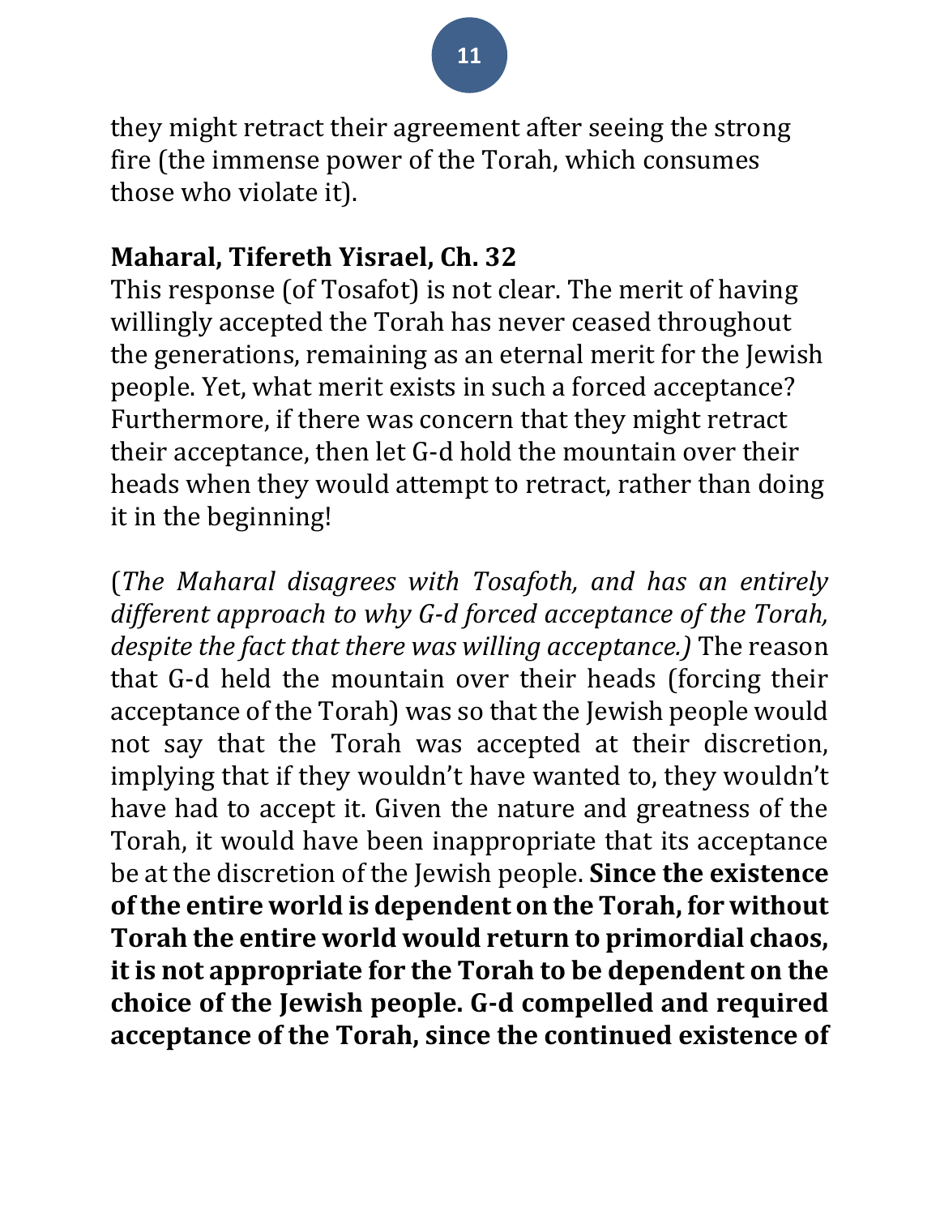they might retract their agreement after seeing the strong fire (the immense power of the Torah, which consumes those who violate it).

**Maharal, Tifereth Yisrael, Ch. 32**

This response (of Tosafot) is not clear. The merit of having willingly accepted the Torah has never ceased throughout the generations, remaining as an eternal merit for the Jewish people. Yet, what merit exists in such a forced acceptance? Furthermore, if there was concern that they might retract their acceptance, then let G-d hold the mountain over their heads when they would attempt to retract, rather than doing it in the beginning!

(*The Maharal disagrees with Tosafoth, and has an entirely different approach to why G-d forced acceptance of the Torah, despite the fact that there was willing acceptance.)* The reason that G-d held the mountain over their heads (forcing their acceptance of the Torah) was so that the Jewish people would not say that the Torah was accepted at their discretion, implying that if they wouldn't have wanted to, they wouldn't have had to accept it. Given the nature and greatness of the Torah, it would have been inappropriate that its acceptance be at the discretion of the Jewish people. **Since the existence of the entire world is dependent on the Torah, for without Torah the entire world would return to primordial chaos, it is not appropriate for the Torah to be dependent on the choice of the Jewish people. G-d compelled and required acceptance of the Torah, since the continued existence of**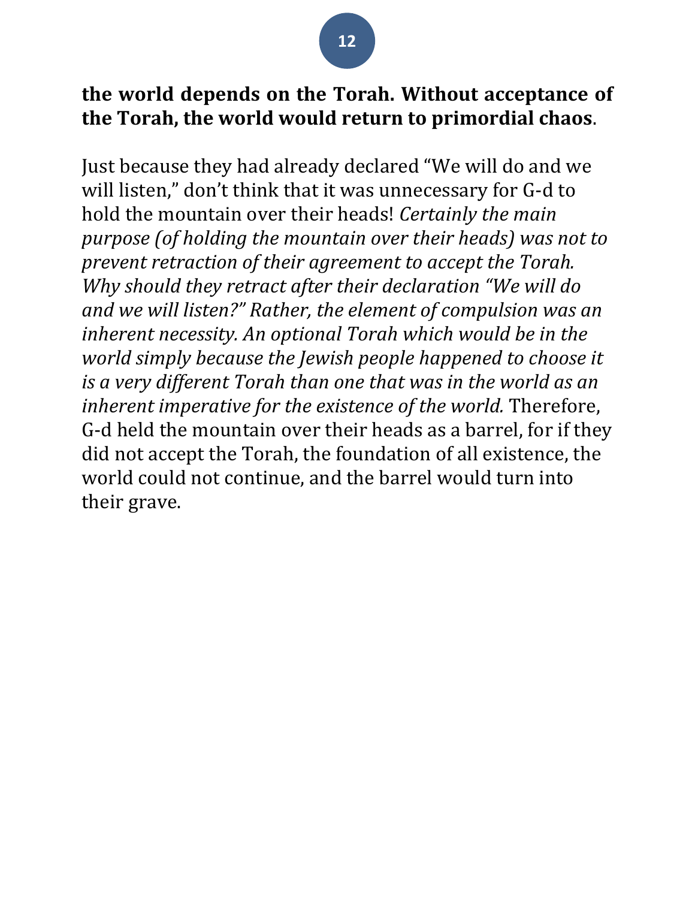**the world depends on the Torah. Without acceptance of the Torah, the world would return to primordial chaos**.

Just because they had already declared "We will do and we will listen," don't think that it was unnecessary for G-d to hold the mountain over their heads! *Certainly the main purpose (of holding the mountain over their heads) was not to prevent retraction of their agreement to accept the Torah. Why should they retract after their declaration "We will do and we will listen?" Rather, the element of compulsion was an inherent necessity. An optional Torah which would be in the world simply because the Jewish people happened to choose it is a very different Torah than one that was in the world as an inherent imperative for the existence of the world.* Therefore, G-d held the mountain over their heads as a barrel, for if they did not accept the Torah, the foundation of all existence, the world could not continue, and the barrel would turn into their grave.